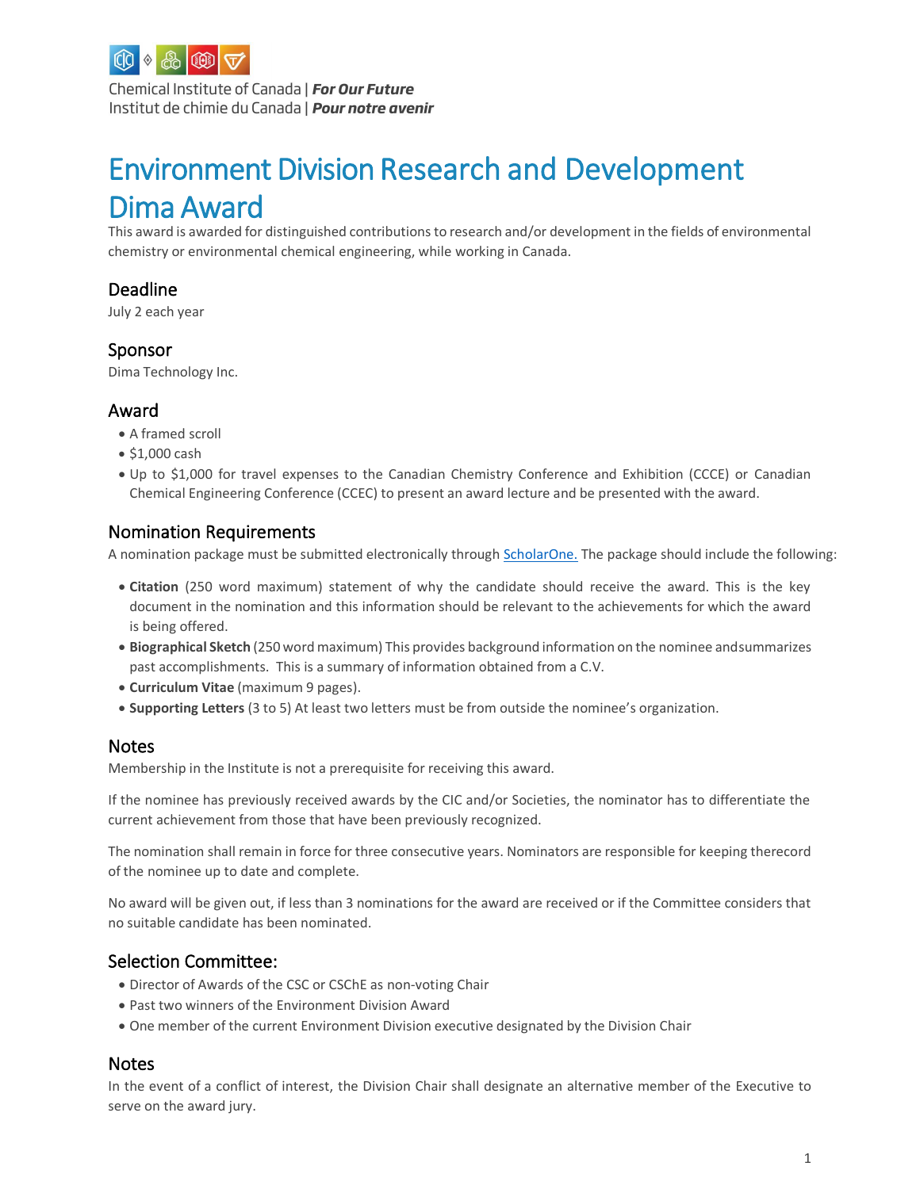Chemical Institute of Canada | ***For Our Future***
Institut de chimie du Canada | ***Pour notre avenir***

# Environment Division Research and Development Dima Award

This award is awarded for distinguished contributions to research and/or development in the fields of environmental chemistry or environmental chemical engineering, while working in Canada.

## Deadline

July 2 each year

## Sponsor

Dima Technology Inc.

## Award

- A framed scroll
- $1,000 cash
- Up to $1,000 for travel expenses to the Canadian Chemistry Conference and Exhibition (CCCE) or Canadian Chemical Engineering Conference (CCEC) to present an award lecture and be presented with the award.

## Nomination Requirements

A nomination package must be submitted electronically through [ScholarOne.](ScholarOne) The package should include the following:

- **Citation** (250 word maximum) statement of why the candidate should receive the award. This is the key document in the nomination and this information should be relevant to the achievements for which the award is being offered.
- **Biographical Sketch** (250 word maximum) This provides background information on the nominee andsummarizes past accomplishments. This is a summary of information obtained from a C.V.
- **Curriculum Vitae** (maximum 9 pages).
- **Supporting Letters** (3 to 5) At least two letters must be from outside the nominee's organization.

## Notes

Membership in the Institute is not a prerequisite for receiving this award.

If the nominee has previously received awards by the CIC and/or Societies, the nominator has to differentiate the current achievement from those that have been previously recognized.

The nomination shall remain in force for three consecutive years. Nominators are responsible for keeping therecord of the nominee up to date and complete.

No award will be given out, if less than 3 nominations for the award are received or if the Committee considers that no suitable candidate has been nominated.

## Selection Committee:

- Director of Awards of the CSC or CSChE as non-voting Chair
- Past two winners of the Environment Division Award
- One member of the current Environment Division executive designated by the Division Chair

## Notes

In the event of a conflict of interest, the Division Chair shall designate an alternative member of the Executive to serve on the award jury.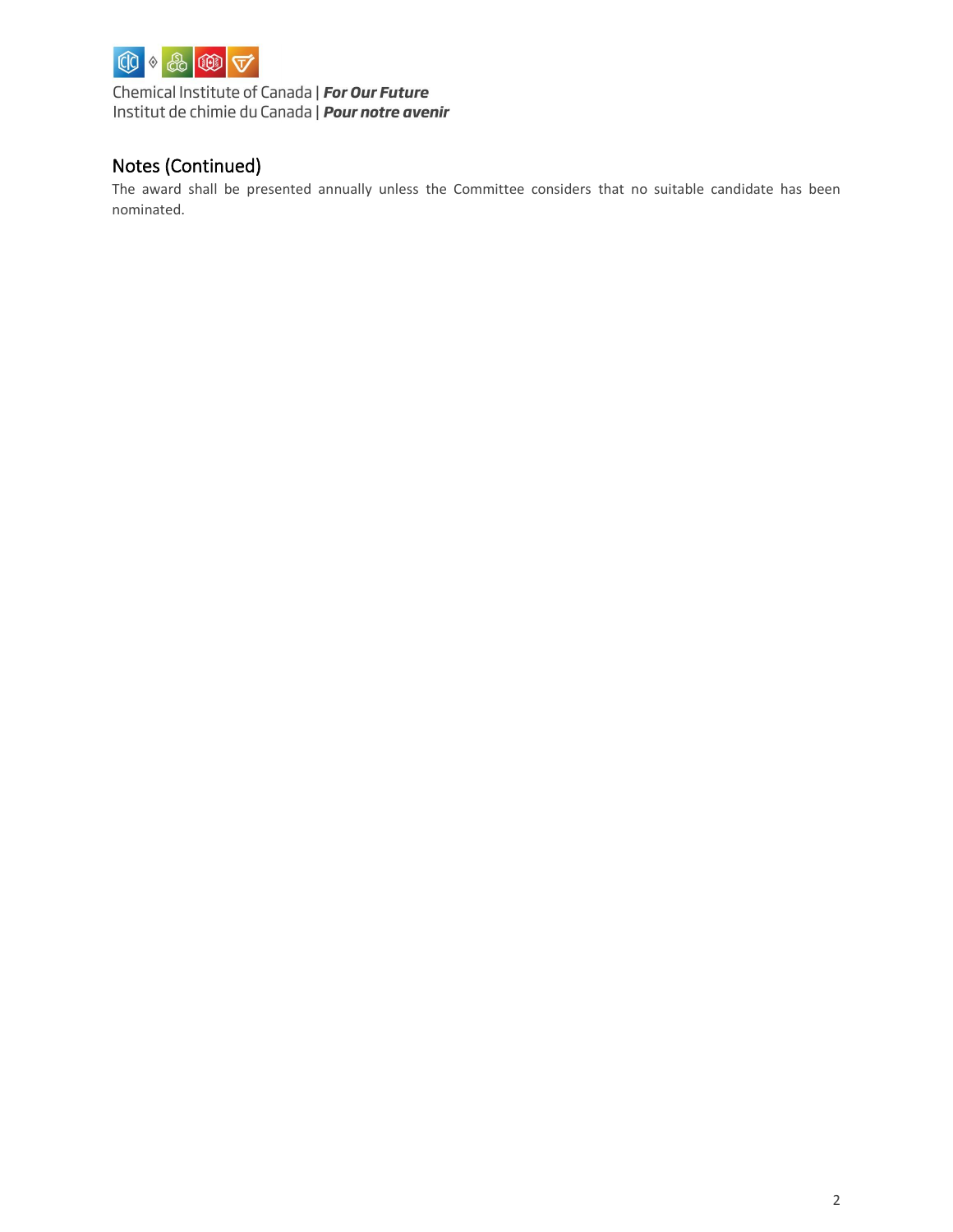## Notes (Continued)

The award shall be presented annually unless the Committee considers that no suitable candidate has been nominated.